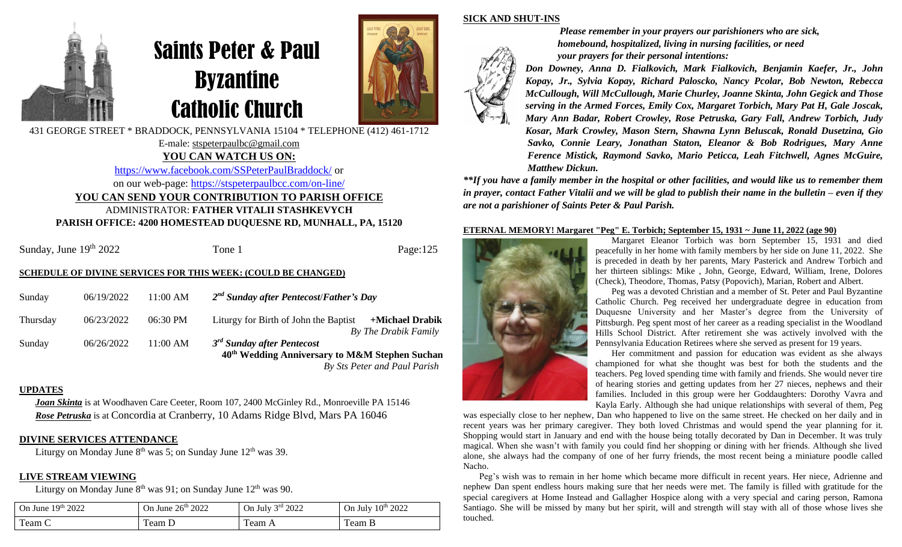# Saints Peter & Paul Byzantine Catholic Church

431 GEORGE STREET * BRADDOCK, PENNSYLVANIA 15104 * TELEPHONE (412) 461-1712

E-male: stspeterpaulbc@gmail.com

**YOU CAN WATCH US ON:**

https://www.facebook.com/SSPeterPaulBraddock/ or

on our web-page: https://stspeterpaulbcc.com/on-line/

**YOU CAN SEND YOUR CONTRIBUTION TO PARISH OFFICE**

ADMINISTRATOR: **FATHER VITALII STASHKEVYCH**

**PARISH OFFICE: 4200 HOMESTEAD DUQUESNE RD, MUNHALL, PA, 15120**

Sunday, June 19th 2022 Tone 1 Page:125

## SCHEDULE OF DIVINE SERVICES FOR THIS WEEK: (COULD BE CHANGED)

| | | | |
|---|---|---|---|
| Sunday | 06/19/2022 | 11:00 AM | *2nd Sunday after Pentecost/Father's Day* |
| Thursday | 06/23/2022 | 06:30 PM | Liturgy for Birth of John the Baptist **+Michael Drabik** *By The Drabik Family* |
| Sunday | 06/26/2022 | 11:00 AM | ***3rd Sunday after Pentecost*** **40th Wedding Anniversary to M&M Stephen Suchan** *By Sts Peter and Paul Parish* |

## UPDATES

***Joan Skinta*** is at Woodhaven Care Ceeter, Room 107, 2400 McGinley Rd., Monroeville PA 15146

***Rose Petruska*** is at Concordia at Cranberry, 10 Adams Ridge Blvd, Mars PA 16046

## DIVINE SERVICES ATTENDANCE

Liturgy on Monday June 8th was 5; on Sunday June 12th was 39.

## LIVE STREAM VIEWING

Liturgy on Monday June 8th was 91; on Sunday June 12th was 90.

| On June 19th 2022 | On June 26th 2022 | On July 3rd 2022 | On July 10th 2022 |
|---|---|---|---|
| Team C | Team D | Team A | Team B |

## SICK AND SHUT-INS

***Please remember in your prayers our parishioners who are sick, homebound, hospitalized, living in nursing facilities, or need your prayers for their personal intentions:***

***Don Downey, Anna D. Fialkovich, Mark Fialkovich, Benjamin Kaefer, Jr., John Kopay, Jr., Sylvia Kopay, Richard Paloscko, Nancy Pcolar, Bob Newton, Rebecca McCullough, Will McCullough, Marie Churley, Joanne Skinta, John Gegick and Those serving in the Armed Forces, Emily Cox, Margaret Torbich, Mary Pat H, Gale Joscak, Mary Ann Badar, Robert Crowley, Rose Petruska, Gary Fall, Andrew Torbich, Judy Kosar, Mark Crowley, Mason Stern, Shawna Lynn Beluscak, Ronald Dusetzina, Gio Savko, Connie Leary, Jonathan Staton, Eleanor & Bob Rodrigues, Mary Anne Ference Mistick, Raymond Savko, Mario Peticca, Leah Fitchwell, Agnes McGuire, Matthew Dickun.***

***\*\*If you have a family member in the hospital or other facilities, and would like us to remember them in prayer, contact Father Vitalii and we will be glad to publish their name in the bulletin – even if they are not a parishioner of Saints Peter & Paul Parish.***

## ETERNAL MEMORY! Margaret "Peg" E. Torbich; September 15, 1931 ~ June 11, 2022 (age 90)

Margaret Eleanor Torbich was born September 15, 1931 and died peacefully in her home with family members by her side on June 11, 2022. She is preceded in death by her parents, Mary Pasterick and Andrew Torbich and her thirteen siblings: Mike , John, George, Edward, William, Irene, Dolores (Check), Theodore, Thomas, Patsy (Popovich), Marian, Robert and Albert.

Peg was a devoted Christian and a member of St. Peter and Paul Byzantine Catholic Church. Peg received her undergraduate degree in education from Duquesne University and her Master's degree from the University of Pittsburgh. Peg spent most of her career as a reading specialist in the Woodland Hills School District. After retirement she was actively involved with the Pennsylvania Education Retirees where she served as present for 19 years.

Her commitment and passion for education was evident as she always championed for what she thought was best for both the students and the teachers. Peg loved spending time with family and friends. She would never tire of hearing stories and getting updates from her 27 nieces, nephews and their families. Included in this group were her Goddaughters: Dorothy Vavra and Kayla Early. Although she had unique relationships with several of them, Peg was especially close to her nephew, Dan who happened to live on the same street. He checked on her daily and in recent years was her primary caregiver. They both loved Christmas and would spend the year planning for it. Shopping would start in January and end with the house being totally decorated by Dan in December. It was truly magical. When she wasn't with family you could find her shopping or dining with her friends. Although she lived alone, she always had the company of one of her furry friends, the most recent being a miniature poodle called Nacho.

Peg's wish was to remain in her home which became more difficult in recent years. Her niece, Adrienne and nephew Dan spent endless hours making sure that her needs were met. The family is filled with gratitude for the special caregivers at Home Instead and Gallagher Hospice along with a very special and caring person, Ramona Santiago. She will be missed by many but her spirit, will and strength will stay with all of those whose lives she touched.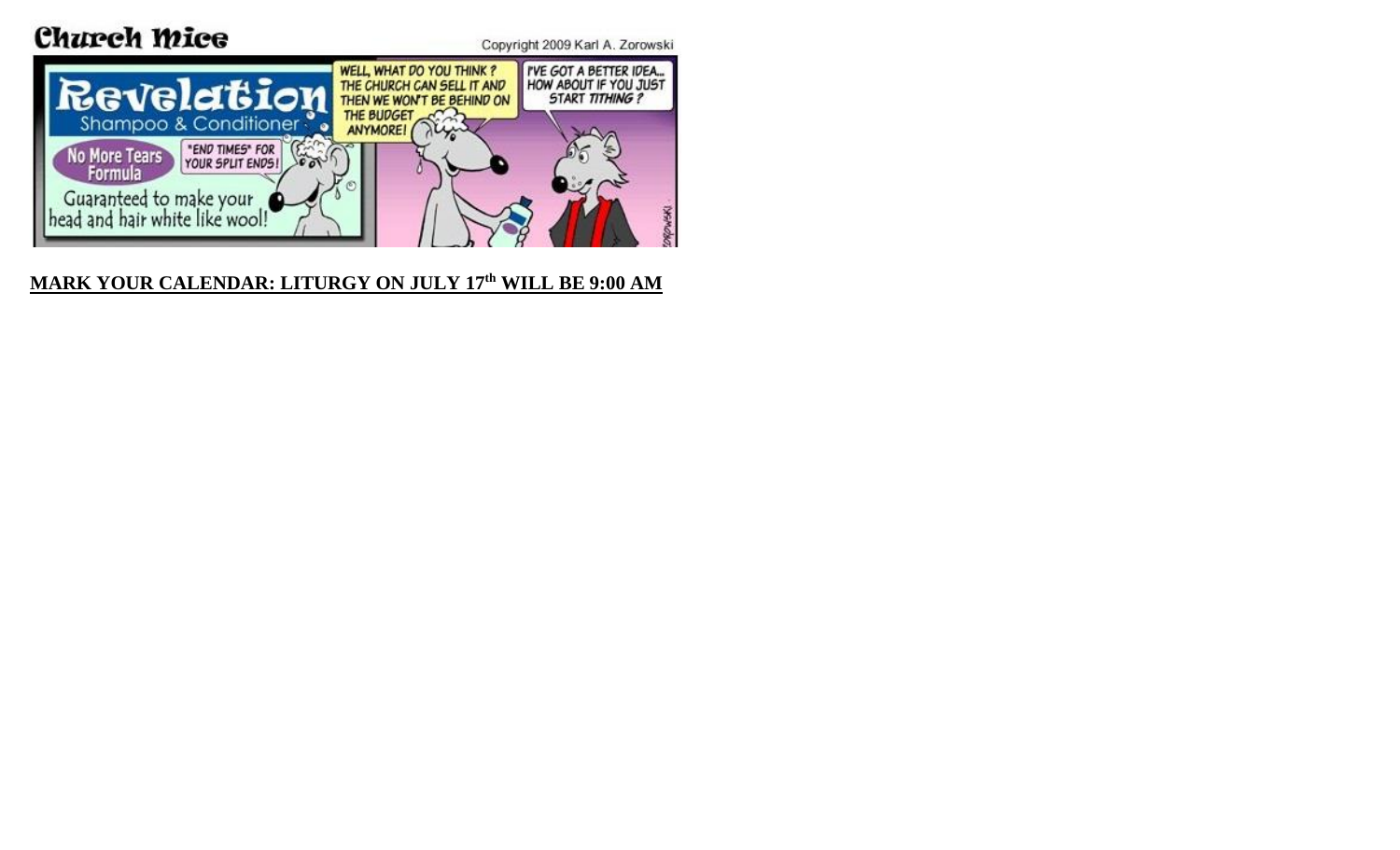**Church Mice** Copyright 2009 Karl A. Zorowski

**Revelation** Shampoo & Conditioner

No More Tears Formula

"END TIMES" FOR YOUR SPLIT ENDS!

Guaranteed to make your head and hair white like wool!

WELL, WHAT DO YOU THINK? THE CHURCH CAN SELL IT AND THEN WE WON'T BE BEHIND ON THE BUDGET ANYMORE!

I'VE GOT A BETTER IDEA... HOW ABOUT IF YOU JUST START *TITHING*?

**MARK YOUR CALENDAR: LITURGY ON JULY 17th WILL BE 9:00 AM**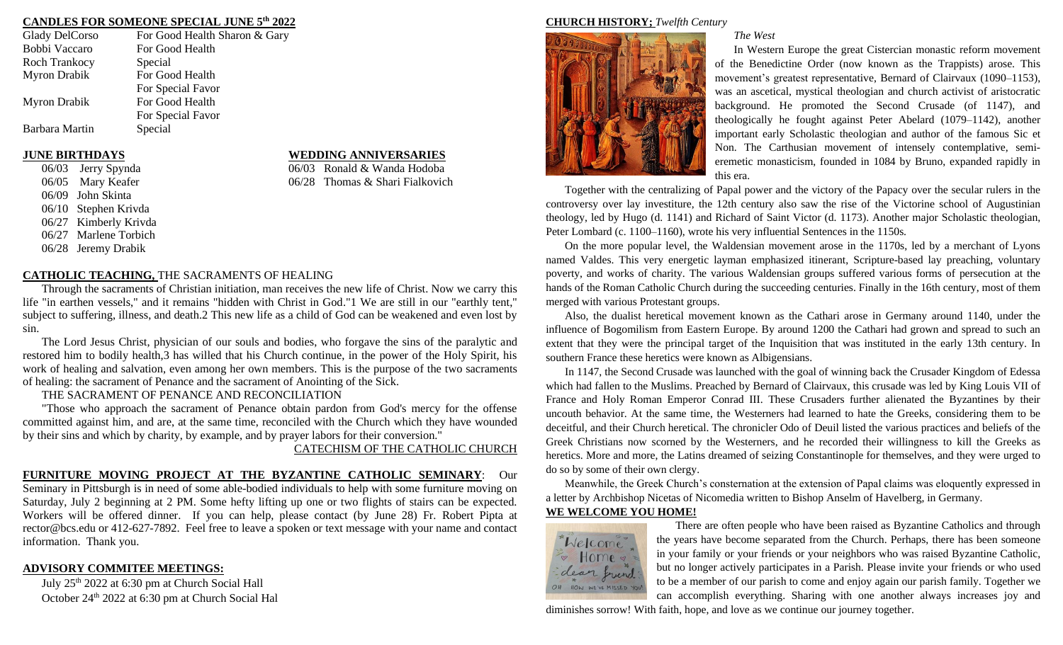## CANDLES FOR SOMEONE SPECIAL JUNE 5th 2022

| | |
|---|---|
| Glady DelCorso | For Good Health Sharon & Gary |
| Bobbi Vaccaro | For Good Health |
| Roch Trankocy | Special |
| Myron Drabik | For Good Health |
| | For Special Favor |
| Myron Drabik | For Good Health |
| | For Special Favor |
| Barbara Martin | Special |

## JUNE BIRTHDAYS

06/03 Jerry Spynda
06/05 Mary Keafer
06/09 John Skinta
06/10 Stephen Krivda
06/27 Kimberly Krivda
06/27 Marlene Torbich
06/28 Jeremy Drabik

## WEDDING ANNIVERSARIES

06/03 Ronald & Wanda Hodoba
06/28 Thomas & Shari Fialkovich

## CATHOLIC TEACHING, THE SACRAMENTS OF HEALING

Through the sacraments of Christian initiation, man receives the new life of Christ. Now we carry this life "in earthen vessels," and it remains "hidden with Christ in God."1 We are still in our "earthly tent," subject to suffering, illness, and death.2 This new life as a child of God can be weakened and even lost by sin.

The Lord Jesus Christ, physician of our souls and bodies, who forgave the sins of the paralytic and restored him to bodily health,3 has willed that his Church continue, in the power of the Holy Spirit, his work of healing and salvation, even among her own members. This is the purpose of the two sacraments of healing: the sacrament of Penance and the sacrament of Anointing of the Sick.

THE SACRAMENT OF PENANCE AND RECONCILIATION

"Those who approach the sacrament of Penance obtain pardon from God's mercy for the offense committed against him, and are, at the same time, reconciled with the Church which they have wounded by their sins and which by charity, by example, and by prayer labors for their conversion."

CATECHISM OF THE CATHOLIC CHURCH

**FURNITURE MOVING PROJECT AT THE BYZANTINE CATHOLIC SEMINARY**: Our Seminary in Pittsburgh is in need of some able-bodied individuals to help with some furniture moving on Saturday, July 2 beginning at 2 PM. Some hefty lifting up one or two flights of stairs can be expected. Workers will be offered dinner. If you can help, please contact (by June 28) Fr. Robert Pipta at rector@bcs.edu or 412-627-7892. Feel free to leave a spoken or text message with your name and contact information. Thank you.

## ADVISORY COMMITEE MEETINGS:

July 25th 2022 at 6:30 pm at Church Social Hall
October 24th 2022 at 6:30 pm at Church Social Hal

## CHURCH HISTORY; *Twelfth Century*

*The West*

In Western Europe the great Cistercian monastic reform movement of the Benedictine Order (now known as the Trappists) arose. This movement's greatest representative, Bernard of Clairvaux (1090–1153), was an ascetical, mystical theologian and church activist of aristocratic background. He promoted the Second Crusade (of 1147), and theologically he fought against Peter Abelard (1079–1142), another important early Scholastic theologian and author of the famous Sic et Non. The Carthusian movement of intensely contemplative, semi-eremetic monasticism, founded in 1084 by Bruno, expanded rapidly in this era.

Together with the centralizing of Papal power and the victory of the Papacy over the secular rulers in the controversy over lay investiture, the 12th century also saw the rise of the Victorine school of Augustinian theology, led by Hugo (d. 1141) and Richard of Saint Victor (d. 1173). Another major Scholastic theologian, Peter Lombard (c. 1100–1160), wrote his very influential Sentences in the 1150s.

On the more popular level, the Waldensian movement arose in the 1170s, led by a merchant of Lyons named Valdes. This very energetic layman emphasized itinerant, Scripture-based lay preaching, voluntary poverty, and works of charity. The various Waldensian groups suffered various forms of persecution at the hands of the Roman Catholic Church during the succeeding centuries. Finally in the 16th century, most of them merged with various Protestant groups.

Also, the dualist heretical movement known as the Cathari arose in Germany around 1140, under the influence of Bogomilism from Eastern Europe. By around 1200 the Cathari had grown and spread to such an extent that they were the principal target of the Inquisition that was instituted in the early 13th century. In southern France these heretics were known as Albigensians.

In 1147, the Second Crusade was launched with the goal of winning back the Crusader Kingdom of Edessa which had fallen to the Muslims. Preached by Bernard of Clairvaux, this crusade was led by King Louis VII of France and Holy Roman Emperor Conrad III. These Crusaders further alienated the Byzantines by their uncouth behavior. At the same time, the Westerners had learned to hate the Greeks, considering them to be deceitful, and their Church heretical. The chronicler Odo of Deuil listed the various practices and beliefs of the Greek Christians now scorned by the Westerners, and he recorded their willingness to kill the Greeks as heretics. More and more, the Latins dreamed of seizing Constantinople for themselves, and they were urged to do so by some of their own clergy.

Meanwhile, the Greek Church's consternation at the extension of Papal claims was eloquently expressed in a letter by Archbishop Nicetas of Nicomedia written to Bishop Anselm of Havelberg, in Germany.

## WE WELCOME YOU HOME!

There are often people who have been raised as Byzantine Catholics and through the years have become separated from the Church. Perhaps, there has been someone in your family or your friends or your neighbors who was raised Byzantine Catholic, but no longer actively participates in a Parish. Please invite your friends or who used to be a member of our parish to come and enjoy again our parish family. Together we can accomplish everything. Sharing with one another always increases joy and diminishes sorrow! With faith, hope, and love as we continue our journey together.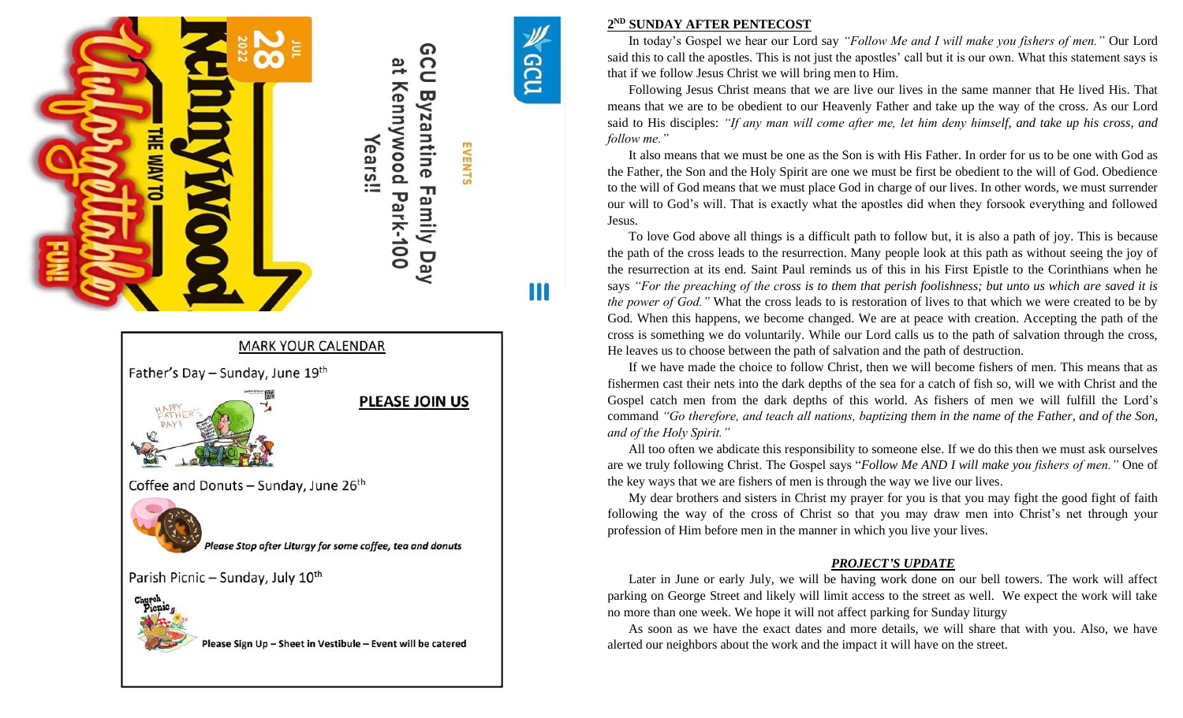EVENTS

GCU Byzantine Family Day at Kennywood Park-100 Years!!

JUL 28 2022

Kennywood THE WAY TO Unforgettable FUN!

## MARK YOUR CALENDAR

Father's Day – Sunday, June 19th

**PLEASE JOIN US**

Coffee and Donuts – Sunday, June 26th

***Please Stop after Liturgy for some coffee, tea and donuts***

Parish Picnic – Sunday, July 10th

**Please Sign Up – Sheet in Vestibule – Event will be catered**

## 2ND SUNDAY AFTER PENTECOST

In today's Gospel we hear our Lord say *"Follow Me and I will make you fishers of men."* Our Lord said this to call the apostles. This is not just the apostles' call but it is our own. What this statement says is that if we follow Jesus Christ we will bring men to Him.

Following Jesus Christ means that we are live our lives in the same manner that He lived His. That means that we are to be obedient to our Heavenly Father and take up the way of the cross. As our Lord said to His disciples: *"If any man will come after me, let him deny himself, and take up his cross, and follow me."*

It also means that we must be one as the Son is with His Father. In order for us to be one with God as the Father, the Son and the Holy Spirit are one we must be first be obedient to the will of God. Obedience to the will of God means that we must place God in charge of our lives. In other words, we must surrender our will to God's will. That is exactly what the apostles did when they forsook everything and followed Jesus.

To love God above all things is a difficult path to follow but, it is also a path of joy. This is because the path of the cross leads to the resurrection. Many people look at this path as without seeing the joy of the resurrection at its end. Saint Paul reminds us of this in his First Epistle to the Corinthians when he says *"For the preaching of the cross is to them that perish foolishness; but unto us which are saved it is the power of God."* What the cross leads to is restoration of lives to that which we were created to be by God. When this happens, we become changed. We are at peace with creation. Accepting the path of the cross is something we do voluntarily. While our Lord calls us to the path of salvation through the cross, He leaves us to choose between the path of salvation and the path of destruction.

If we have made the choice to follow Christ, then we will become fishers of men. This means that as fishermen cast their nets into the dark depths of the sea for a catch of fish so, will we with Christ and the Gospel catch men from the dark depths of this world. As fishers of men we will fulfill the Lord's command *"Go therefore, and teach all nations, baptizing them in the name of the Father, and of the Son, and of the Holy Spirit."*

All too often we abdicate this responsibility to someone else. If we do this then we must ask ourselves are we truly following Christ. The Gospel says "*Follow Me AND I will make you fishers of men."* One of the key ways that we are fishers of men is through the way we live our lives.

My dear brothers and sisters in Christ my prayer for you is that you may fight the good fight of faith following the way of the cross of Christ so that you may draw men into Christ's net through your profession of Him before men in the manner in which you live your lives.

## *PROJECT'S UPDATE*

Later in June or early July, we will be having work done on our bell towers. The work will affect parking on George Street and likely will limit access to the street as well. We expect the work will take no more than one week. We hope it will not affect parking for Sunday liturgy

As soon as we have the exact dates and more details, we will share that with you. Also, we have alerted our neighbors about the work and the impact it will have on the street.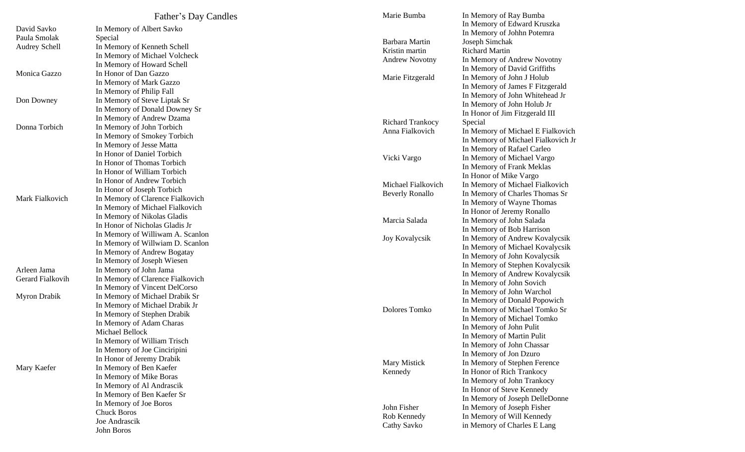## Father's Day Candles

| Name | Dedication |
|---|---|
| David Savko | In Memory of Albert Savko |
| Paula Smolak | Special |
| Audrey Schell | In Memory of Kenneth Schell |
| | In Memory of Michael Volcheck |
| | In Memory of Howard Schell |
| Monica Gazzo | In Honor of Dan Gazzo |
| | In Memory of Mark Gazzo |
| | In Memory of Philip Fall |
| Don Downey | In Memory of Steve Liptak Sr |
| | In Memory of Donald Downey Sr |
| | In Memory of Andrew Dzama |
| Donna Torbich | In Memory of John Torbich |
| | In Memory of Smokey Torbich |
| | In Memory of Jesse Matta |
| | In Honor of Daniel Torbich |
| | In Honor of Thomas Torbich |
| | In Honor of William Torbich |
| | In Honor of Andrew Torbich |
| | In Honor of Joseph Torbich |
| Mark Fialkovich | In Memory of Clarence Fialkovich |
| | In Memory of Michael Fialkovich |
| | In Memory of Nikolas Gladis |
| | In Honor of Nicholas Gladis Jr |
| | In Memory of Williwam A. Scanlon |
| | In Memory of Willwiam D. Scanlon |
| | In Memory of Andrew Bogatay |
| | In Memory of Joseph Wiesen |
| Arleen Jama | In Memory of John Jama |
| Gerard Fialkovih | In Memory of Clarence Fialkovich |
| | In Memory of Vincent DelCorso |
| Myron Drabik | In Memory of Michael Drabik Sr |
| | In Memory of Michael Drabik Jr |
| | In Memory of Stephen Drabik |
| | In Memory of Adam Charas |
| | Michael Bellock |
| | In Memory of William Trisch |
| | In Memory of Joe Cinciripini |
| | In Honor of Jeremy Drabik |
| Mary Kaefer | In Memory of Ben Kaefer |
| | In Memory of Mike Boras |
| | In Memory of Al Andrascik |
| | In Memory of Ben Kaefer Sr |
| | In Memory of Joe Boros |
| | Chuck Boros |
| | Joe Andrascik |
| | John Boros |
| Marie Bumba | In Memory of Ray Bumba |
| | In Memory of Edward Kruszka |
| | In Memory of Johhn Potemra |
| Barbara Martin | Joseph Simchak |
| Kristin martin | Richard Martin |
| Andrew Novotny | In Memory of Andrew Novotny |
| | In Memory of David Griffiths |
| Marie Fitzgerald | In Memory of John J Holub |
| | In Memory of James F Fitzgerald |
| | In Memory of John Whitehead Jr |
| | In Memory of John Holub Jr |
| | In Honor of Jim Fitzgerald III |
| Richard Trankocy | Special |
| Anna Fialkovich | In Memory of Michael E Fialkovich |
| | In Memory of Michael Fialkovich Jr |
| | In Memory of Rafael Carleo |
| Vicki Vargo | In Memory of Michael Vargo |
| | In Memory of Frank Meklas |
| | In Honor of Mike Vargo |
| Michael Fialkovich | In Memory of Michael Fialkovich |
| Beverly Ronallo | In Memory of Charles Thomas Sr |
| | In Memory of Wayne Thomas |
| | In Honor of Jeremy Ronallo |
| Marcia Salada | In Memory of John Salada |
| | In Memory of Bob Harrison |
| Joy Kovalycsik | In Memory of Andrew Kovalycsik |
| | In Memory of Michael Kovalycsik |
| | In Memory of John Kovalycsik |
| | In Memory of Stephen Kovalycsik |
| | In Memory of Andrew Kovalycsik |
| | In Memory of John Sovich |
| | In Memory of John Warchol |
| | In Memory of Donald Popowich |
| Dolores Tomko | In Memory of Michael Tomko Sr |
| | In Memory of Michael Tomko |
| | In Memory of John Pulit |
| | In Memory of Martin Pulit |
| | In Memory of John Chassar |
| | In Memory of Jon Dzuro |
| Mary Mistick | In Memory of Stephen Ference |
| Kennedy | In Honor of Rich Trankocy |
| | In Memory of John Trankocy |
| | In Honor of Steve Kennedy |
| | In Memory of Joseph DelleDonne |
| John Fisher | In Memory of Joseph Fisher |
| Rob Kennedy | In Memory of Will Kennedy |
| Cathy Savko | in Memory of Charles E Lang |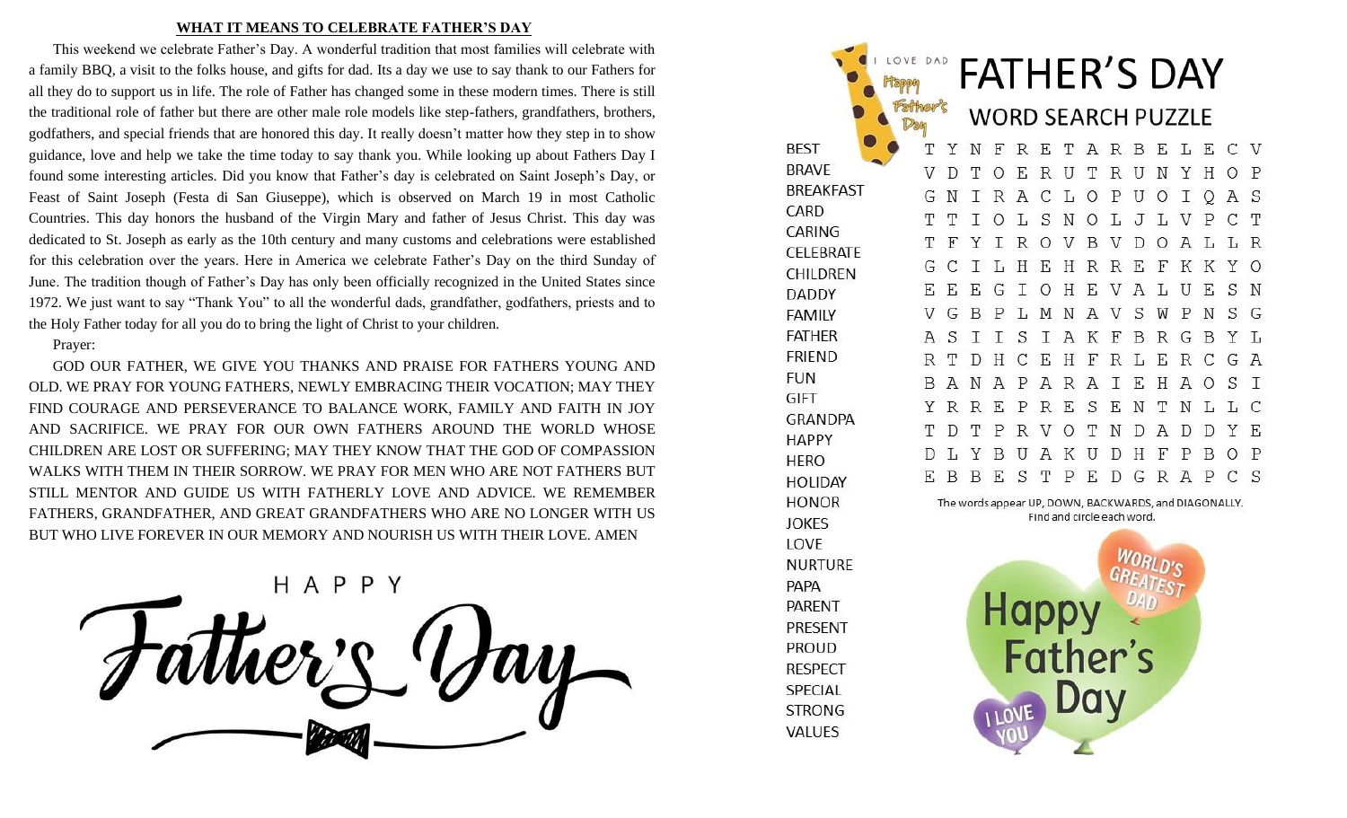## WHAT IT MEANS TO CELEBRATE FATHER'S DAY

This weekend we celebrate Father's Day. A wonderful tradition that most families will celebrate with a family BBQ, a visit to the folks house, and gifts for dad. Its a day we use to say thank to our Fathers for all they do to support us in life. The role of Father has changed some in these modern times. There is still the traditional role of father but there are other male role models like step-fathers, grandfathers, brothers, godfathers, and special friends that are honored this day. It really doesn't matter how they step in to show guidance, love and help we take the time today to say thank you. While looking up about Fathers Day I found some interesting articles. Did you know that Father's day is celebrated on Saint Joseph's Day, or Feast of Saint Joseph (Festa di San Giuseppe), which is observed on March 19 in most Catholic Countries. This day honors the husband of the Virgin Mary and father of Jesus Christ. This day was dedicated to St. Joseph as early as the 10th century and many customs and celebrations were established for this celebration over the years. Here in America we celebrate Father's Day on the third Sunday of June. The tradition though of Father's Day has only been officially recognized in the United States since 1972. We just want to say "Thank You" to all the wonderful dads, grandfather, godfathers, priests and to the Holy Father today for all you do to bring the light of Christ to your children.

Prayer:

GOD OUR FATHER, WE GIVE YOU THANKS AND PRAISE FOR FATHERS YOUNG AND OLD. WE PRAY FOR YOUNG FATHERS, NEWLY EMBRACING THEIR VOCATION; MAY THEY FIND COURAGE AND PERSEVERANCE TO BALANCE WORK, FAMILY AND FAITH IN JOY AND SACRIFICE. WE PRAY FOR OUR OWN FATHERS AROUND THE WORLD WHOSE CHILDREN ARE LOST OR SUFFERING; MAY THEY KNOW THAT THE GOD OF COMPASSION WALKS WITH THEM IN THEIR SORROW. WE PRAY FOR MEN WHO ARE NOT FATHERS BUT STILL MENTOR AND GUIDE US WITH FATHERLY LOVE AND ADVICE. WE REMEMBER FATHERS, GRANDFATHER, AND GREAT GRANDFATHERS WHO ARE NO LONGER WITH US BUT WHO LIVE FOREVER IN OUR MEMORY AND NOURISH US WITH THEIR LOVE. AMEN

HAPPY Father's Day

# FATHER'S DAY
## WORD SEARCH PUZZLE

BEST
BRAVE
BREAKFAST
CARD
CARING
CELEBRATE
CHILDREN
DADDY
FAMILY
FATHER
FRIEND
FUN
GIFT
GRANDPA
HAPPY
HERO
HOLIDAY
HONOR
JOKES
LOVE
NURTURE
PAPA
PARENT
PRESENT
PROUD
RESPECT
SPECIAL
STRONG
VALUES

| | | | | | | | | | | | | | |
|---|---|---|---|---|---|---|---|---|---|---|---|---|---|
| T | Y | N | F | R | E | T | A | R | B | E | L | E | C | V |
| V | D | T | O | E | R | U | T | R | U | N | Y | H | O | P |
| G | N | I | R | A | C | L | O | P | U | O | I | Q | A | S |
| T | T | I | O | L | S | N | O | L | J | L | V | P | C | T |
| T | F | Y | I | R | O | V | B | V | D | O | A | L | L | R |
| G | C | I | L | H | E | H | R | R | E | F | K | K | Y | O |
| E | E | E | G | I | O | H | E | V | A | L | U | E | S | N |
| V | G | B | P | L | M | N | A | V | S | W | P | N | S | G |
| A | S | I | I | S | I | A | K | F | B | R | G | B | Y | L |
| R | T | D | H | C | E | H | F | R | L | E | R | C | G | A |
| B | A | N | A | P | A | R | A | I | E | H | A | O | S | I |
| Y | R | R | E | P | R | E | S | E | N | T | N | L | L | C |
| T | D | T | P | R | V | O | T | N | D | A | D | D | Y | E |
| D | L | Y | B | U | A | K | U | D | H | F | P | B | O | P |
| E | B | B | E | S | T | P | E | D | G | R | A | P | C | S |

The words appear UP, DOWN, BACKWARDS, and DIAGONALLY.
Find and circle each word.